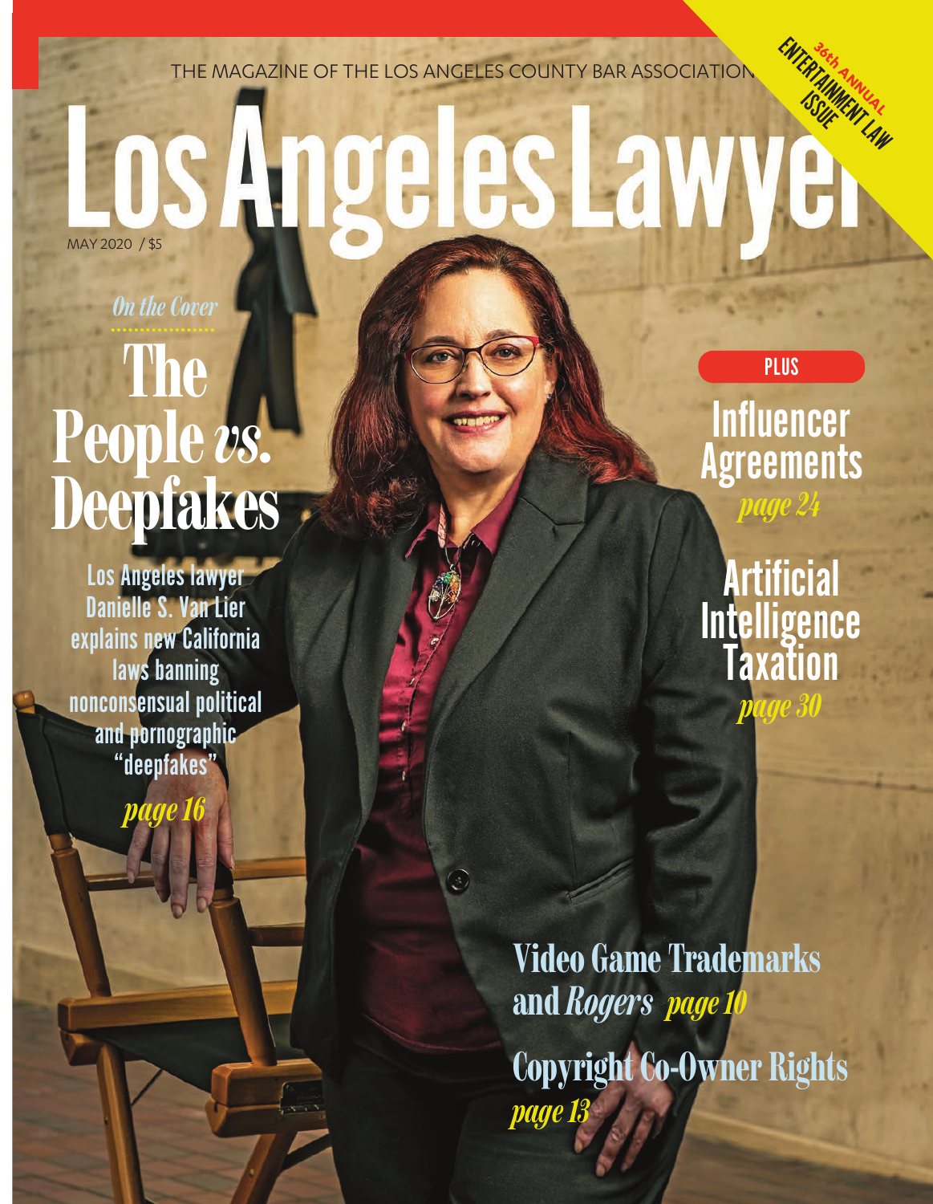THE MAGAZINE OF THE LOS ANGELES COUNTY BAR ASSOCIATION

# Los Angeles Lawyer

MAY 2020 / $5

36th ANNUAL ENTERTAINMENT LAW ISSUE

*On the Cover*

## The People *vs.* Deepfakes

Los Angeles lawyer Danielle S. Van Lier explains new California laws banning nonconsensual political and pornographic "deepfakes"

*page 16*

**PLUS**

## Influencer Agreements

*page 24*

## Artificial Intelligence Taxation

*page 30*

## Video Game Trademarks and *Rogers* *page 10*

## Copyright Co-Owner Rights

*page 13*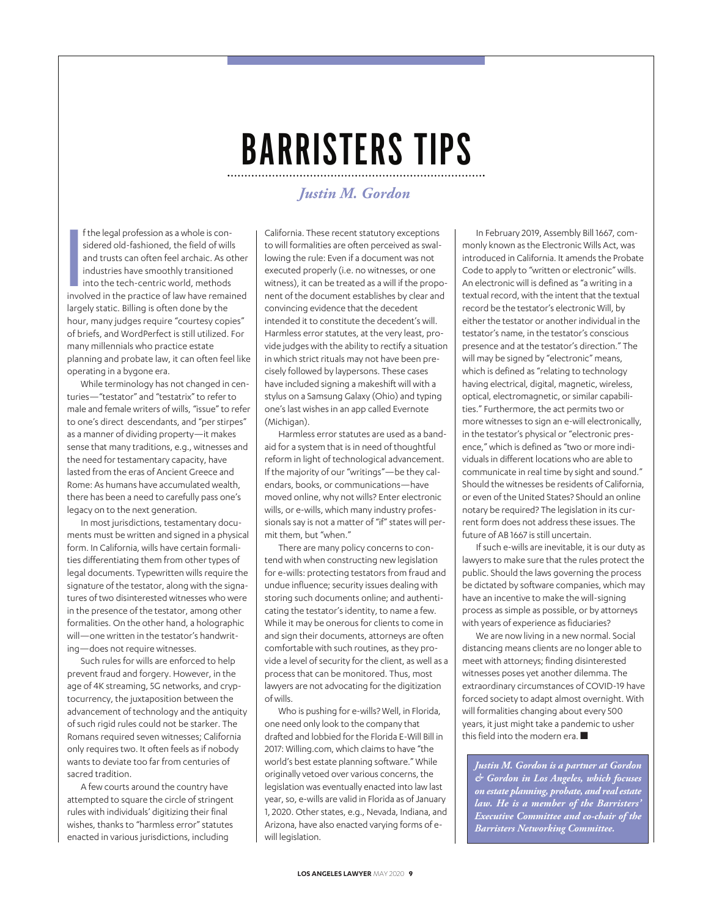# BARRISTERS TIPS

*Justin M. Gordon*

If the legal profession as a whole is considered old-fashioned, the field of wills and trusts can often feel archaic. As other industries have smoothly transitioned into the tech-centric world, methods involved in the practice of law have remained largely static. Billing is often done by the hour, many judges require "courtesy copies" of briefs, and WordPerfect is still utilized. For many millennials who practice estate planning and probate law, it can often feel like operating in a bygone era.

While terminology has not changed in centuries—"testator" and "testatrix" to refer to male and female writers of wills, "issue" to refer to one's direct descendants, and "per stirpes" as a manner of dividing property—it makes sense that many traditions, e.g., witnesses and the need for testamentary capacity, have lasted from the eras of Ancient Greece and Rome: As humans have accumulated wealth, there has been a need to carefully pass one's legacy on to the next generation.

In most jurisdictions, testamentary documents must be written and signed in a physical form. In California, wills have certain formalities differentiating them from other types of legal documents. Typewritten wills require the signature of the testator, along with the signatures of two disinterested witnesses who were in the presence of the testator, among other formalities. On the other hand, a holographic will—one written in the testator's handwriting—does not require witnesses.

Such rules for wills are enforced to help prevent fraud and forgery. However, in the age of 4K streaming, 5G networks, and cryptocurrency, the juxtaposition between the advancement of technology and the antiquity of such rigid rules could not be starker. The Romans required seven witnesses; California only requires two. It often feels as if nobody wants to deviate too far from centuries of sacred tradition.

A few courts around the country have attempted to square the circle of stringent rules with individuals' digitizing their final wishes, thanks to "harmless error" statutes enacted in various jurisdictions, including California. These recent statutory exceptions to will formalities are often perceived as swallowing the rule: Even if a document was not executed properly (i.e. no witnesses, or one witness), it can be treated as a will if the proponent of the document establishes by clear and convincing evidence that the decedent intended it to constitute the decedent's will. Harmless error statutes, at the very least, provide judges with the ability to rectify a situation in which strict rituals may not have been precisely followed by laypersons. These cases have included signing a makeshift will with a stylus on a Samsung Galaxy (Ohio) and typing one's last wishes in an app called Evernote (Michigan).

Harmless error statutes are used as a bandaid for a system that is in need of thoughtful reform in light of technological advancement. If the majority of our "writings"—be they calendars, books, or communications—have moved online, why not wills? Enter electronic wills, or e-wills, which many industry professionals say is not a matter of "if" states will permit them, but "when."

There are many policy concerns to contend with when constructing new legislation for e-wills: protecting testators from fraud and undue influence; security issues dealing with storing such documents online; and authenticating the testator's identity, to name a few. While it may be onerous for clients to come in and sign their documents, attorneys are often comfortable with such routines, as they provide a level of security for the client, as well as a process that can be monitored. Thus, most lawyers are not advocating for the digitization of wills.

Who is pushing for e-wills? Well, in Florida, one need only look to the company that drafted and lobbied for the Florida E-Will Bill in 2017: Willing.com, which claims to have "the world's best estate planning software." While originally vetoed over various concerns, the legislation was eventually enacted into law last year, so, e-wills are valid in Florida as of January 1, 2020. Other states, e.g., Nevada, Indiana, and Arizona, have also enacted varying forms of e-will legislation.

In February 2019, Assembly Bill 1667, commonly known as the Electronic Wills Act, was introduced in California. It amends the Probate Code to apply to "written or electronic" wills. An electronic will is defined as "a writing in a textual record, with the intent that the textual record be the testator's electronic Will, by either the testator or another individual in the testator's name, in the testator's conscious presence and at the testator's direction." The will may be signed by "electronic" means, which is defined as "relating to technology having electrical, digital, magnetic, wireless, optical, electromagnetic, or similar capabilities." Furthermore, the act permits two or more witnesses to sign an e-will electronically, in the testator's physical or "electronic presence," which is defined as "two or more individuals in different locations who are able to communicate in real time by sight and sound." Should the witnesses be residents of California, or even of the United States? Should an online notary be required? The legislation in its current form does not address these issues. The future of AB 1667 is still uncertain.

If such e-wills are inevitable, it is our duty as lawyers to make sure that the rules protect the public. Should the laws governing the process be dictated by software companies, which may have an incentive to make the will-signing process as simple as possible, or by attorneys with years of experience as fiduciaries?

We are now living in a new normal. Social distancing means clients are no longer able to meet with attorneys; finding disinterested witnesses poses yet another dilemma. The extraordinary circumstances of COVID-19 have forced society to adapt almost overnight. With will formalities changing about every 500 years, it just might take a pandemic to usher this field into the modern era. ■

***Justin M. Gordon is a partner at Gordon & Gordon in Los Angeles, which focuses on estate planning, probate, and real estate law. He is a member of the Barristers' Executive Committee and co-chair of the Barristers Networking Committee.***